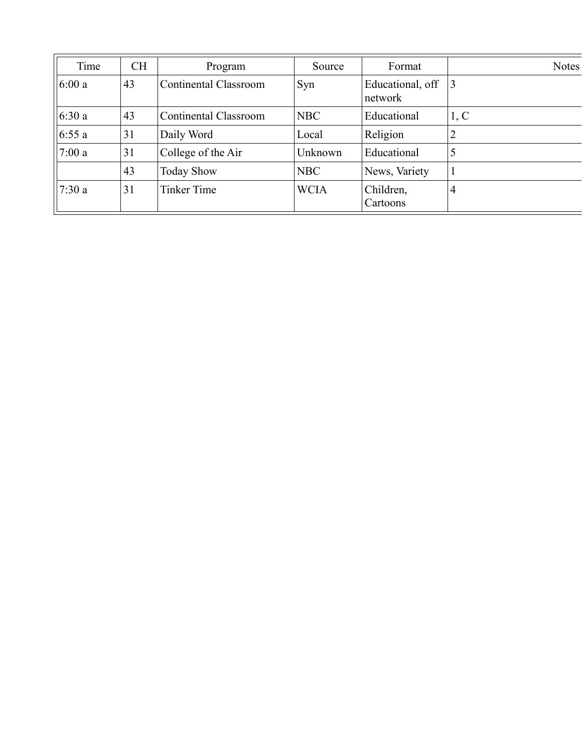| Time | CH | Program | Source | Format | Notes |
| --- | --- | --- | --- | --- | --- |
| 6:00 a | 43 | Continental Classroom | Syn | Educational, off network | 3 |
| 6:30 a | 43 | Continental Classroom | NBC | Educational | 1, C |
| 6:55 a | 31 | Daily Word | Local | Religion | 2 |
| 7:00 a | 31 | College of the Air | Unknown | Educational | 5 |
| | 43 | Today Show | NBC | News, Variety | 1 |
| 7:30 a | 31 | Tinker Time | WCIA | Children, Cartoons | 4 |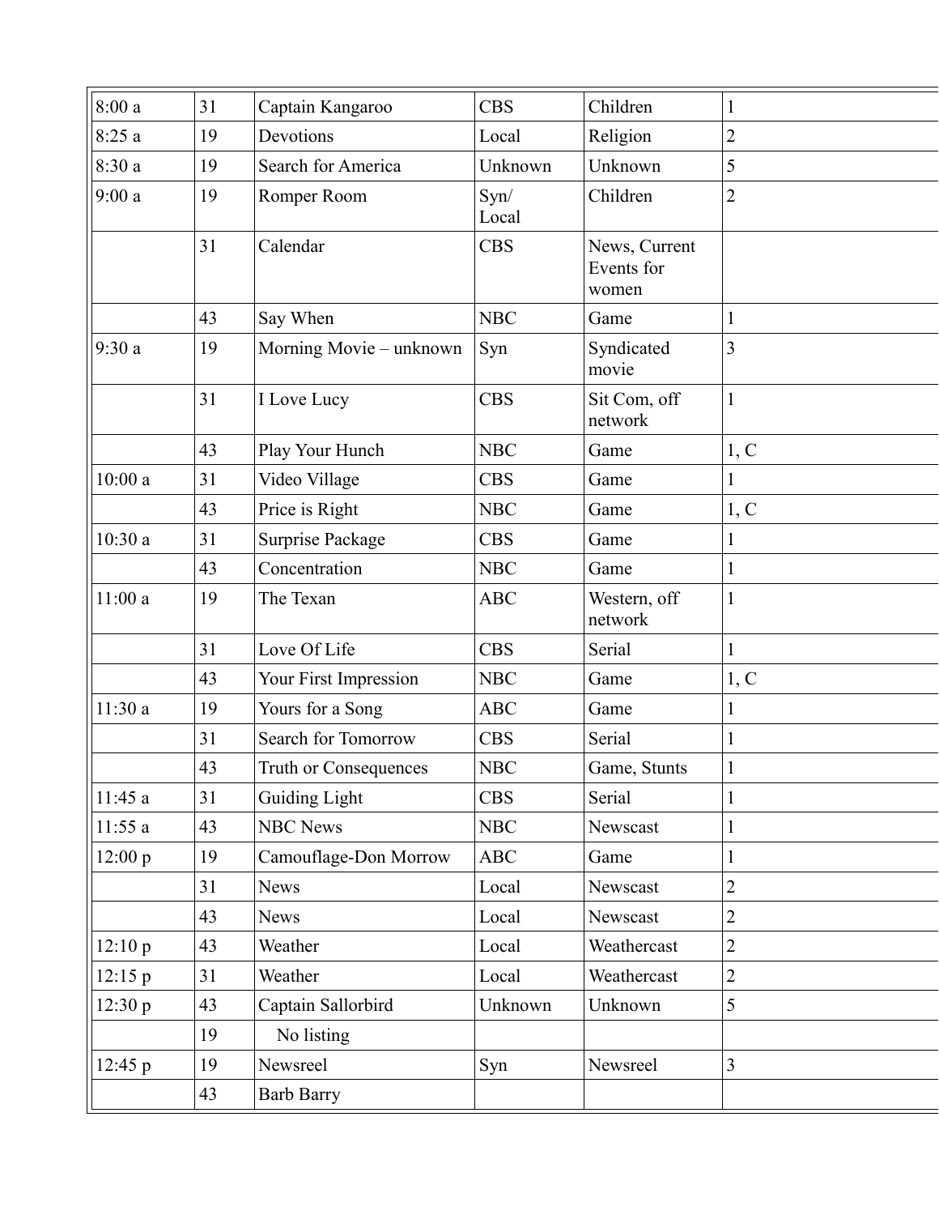| | | | | | |
|---|---|---|---|---|---|
| 8:00 a | 31 | Captain Kangaroo | CBS | Children | 1 |
| 8:25 a | 19 | Devotions | Local | Religion | 2 |
| 8:30 a | 19 | Search for America | Unknown | Unknown | 5 |
| 9:00 a | 19 | Romper Room | Syn/ Local | Children | 2 |
| | 31 | Calendar | CBS | News, Current Events for women | |
| | 43 | Say When | NBC | Game | 1 |
| 9:30 a | 19 | Morning Movie – unknown | Syn | Syndicated movie | 3 |
| | 31 | I Love Lucy | CBS | Sit Com, off network | 1 |
| | 43 | Play Your Hunch | NBC | Game | 1, C |
| 10:00 a | 31 | Video Village | CBS | Game | 1 |
| | 43 | Price is Right | NBC | Game | 1, C |
| 10:30 a | 31 | Surprise Package | CBS | Game | 1 |
| | 43 | Concentration | NBC | Game | 1 |
| 11:00 a | 19 | The Texan | ABC | Western, off network | 1 |
| | 31 | Love Of Life | CBS | Serial | 1 |
| | 43 | Your First Impression | NBC | Game | 1, C |
| 11:30 a | 19 | Yours for a Song | ABC | Game | 1 |
| | 31 | Search for Tomorrow | CBS | Serial | 1 |
| | 43 | Truth or Consequences | NBC | Game, Stunts | 1 |
| 11:45 a | 31 | Guiding Light | CBS | Serial | 1 |
| 11:55 a | 43 | NBC News | NBC | Newscast | 1 |
| 12:00 p | 19 | Camouflage-Don Morrow | ABC | Game | 1 |
| | 31 | News | Local | Newscast | 2 |
| | 43 | News | Local | Newscast | 2 |
| 12:10 p | 43 | Weather | Local | Weathercast | 2 |
| 12:15 p | 31 | Weather | Local | Weathercast | 2 |
| 12:30 p | 43 | Captain Sallorbird | Unknown | Unknown | 5 |
| | 19 | No listing | | | |
| 12:45 p | 19 | Newsreel | Syn | Newsreel | 3 |
| | 43 | Barb Barry | | | |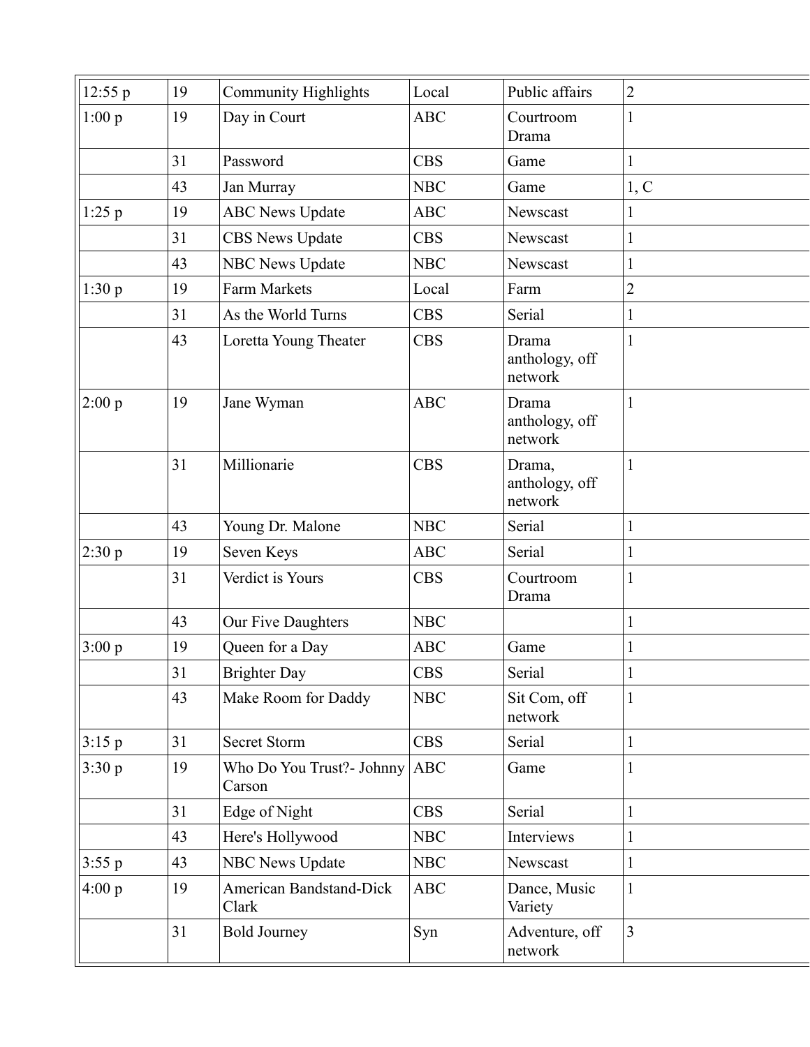| | | | | | |
|---|---|---|---|---|---|
| 12:55 p | 19 | Community Highlights | Local | Public affairs | 2 |
| 1:00 p | 19 | Day in Court | ABC | Courtroom Drama | 1 |
| | 31 | Password | CBS | Game | 1 |
| | 43 | Jan Murray | NBC | Game | 1, C |
| 1:25 p | 19 | ABC News Update | ABC | Newscast | 1 |
| | 31 | CBS News Update | CBS | Newscast | 1 |
| | 43 | NBC News Update | NBC | Newscast | 1 |
| 1:30 p | 19 | Farm Markets | Local | Farm | 2 |
| | 31 | As the World Turns | CBS | Serial | 1 |
| | 43 | Loretta Young Theater | CBS | Drama anthology, off network | 1 |
| 2:00 p | 19 | Jane Wyman | ABC | Drama anthology, off network | 1 |
| | 31 | Millionarie | CBS | Drama, anthology, off network | 1 |
| | 43 | Young Dr. Malone | NBC | Serial | 1 |
| 2:30 p | 19 | Seven Keys | ABC | Serial | 1 |
| | 31 | Verdict is Yours | CBS | Courtroom Drama | 1 |
| | 43 | Our Five Daughters | NBC | | 1 |
| 3:00 p | 19 | Queen for a Day | ABC | Game | 1 |
| | 31 | Brighter Day | CBS | Serial | 1 |
| | 43 | Make Room for Daddy | NBC | Sit Com, off network | 1 |
| 3:15 p | 31 | Secret Storm | CBS | Serial | 1 |
| 3:30 p | 19 | Who Do You Trust?- Johnny Carson | ABC | Game | 1 |
| | 31 | Edge of Night | CBS | Serial | 1 |
| | 43 | Here's Hollywood | NBC | Interviews | 1 |
| 3:55 p | 43 | NBC News Update | NBC | Newscast | 1 |
| 4:00 p | 19 | American Bandstand-Dick Clark | ABC | Dance, Music Variety | 1 |
| | 31 | Bold Journey | Syn | Adventure, off network | 3 |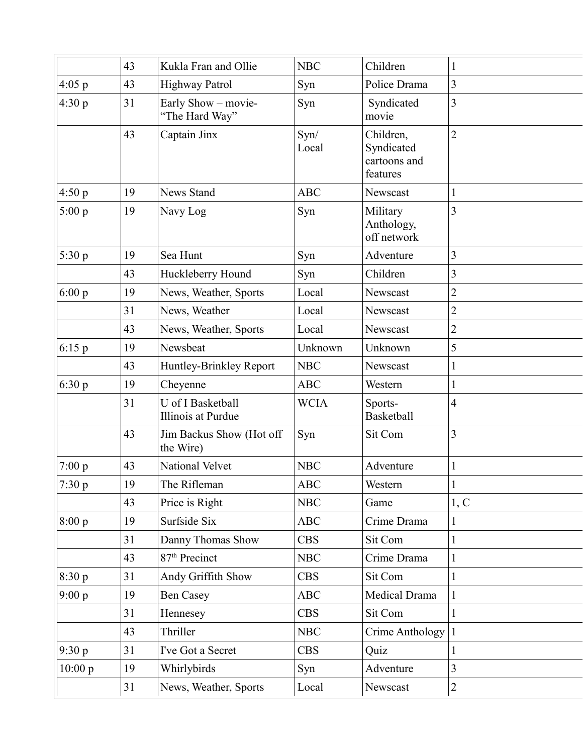| | | | | | |
|---|---|---|---|---|---|
| | 43 | Kukla Fran and Ollie | NBC | Children | 1 |
| 4:05 p | 43 | Highway Patrol | Syn | Police Drama | 3 |
| 4:30 p | 31 | Early Show – movie- "The Hard Way" | Syn | Syndicated movie | 3 |
| | 43 | Captain Jinx | Syn/ Local | Children, Syndicated cartoons and features | 2 |
| 4:50 p | 19 | News Stand | ABC | Newscast | 1 |
| 5:00 p | 19 | Navy Log | Syn | Military Anthology, off network | 3 |
| 5:30 p | 19 | Sea Hunt | Syn | Adventure | 3 |
| | 43 | Huckleberry Hound | Syn | Children | 3 |
| 6:00 p | 19 | News, Weather, Sports | Local | Newscast | 2 |
| | 31 | News, Weather | Local | Newscast | 2 |
| | 43 | News, Weather, Sports | Local | Newscast | 2 |
| 6:15 p | 19 | Newsbeat | Unknown | Unknown | 5 |
| | 43 | Huntley-Brinkley Report | NBC | Newscast | 1 |
| 6:30 p | 19 | Cheyenne | ABC | Western | 1 |
| | 31 | U of I Basketball Illinois at Purdue | WCIA | Sports- Basketball | 4 |
| | 43 | Jim Backus Show (Hot off the Wire) | Syn | Sit Com | 3 |
| 7:00 p | 43 | National Velvet | NBC | Adventure | 1 |
| 7:30 p | 19 | The Rifleman | ABC | Western | 1 |
| | 43 | Price is Right | NBC | Game | 1, C |
| 8:00 p | 19 | Surfside Six | ABC | Crime Drama | 1 |
| | 31 | Danny Thomas Show | CBS | Sit Com | 1 |
| | 43 | 87th Precinct | NBC | Crime Drama | 1 |
| 8:30 p | 31 | Andy Griffith Show | CBS | Sit Com | 1 |
| 9:00 p | 19 | Ben Casey | ABC | Medical Drama | 1 |
| | 31 | Hennesey | CBS | Sit Com | 1 |
| | 43 | Thriller | NBC | Crime Anthology | 1 |
| 9:30 p | 31 | I've Got a Secret | CBS | Quiz | 1 |
| 10:00 p | 19 | Whirlybirds | Syn | Adventure | 3 |
| | 31 | News, Weather, Sports | Local | Newscast | 2 |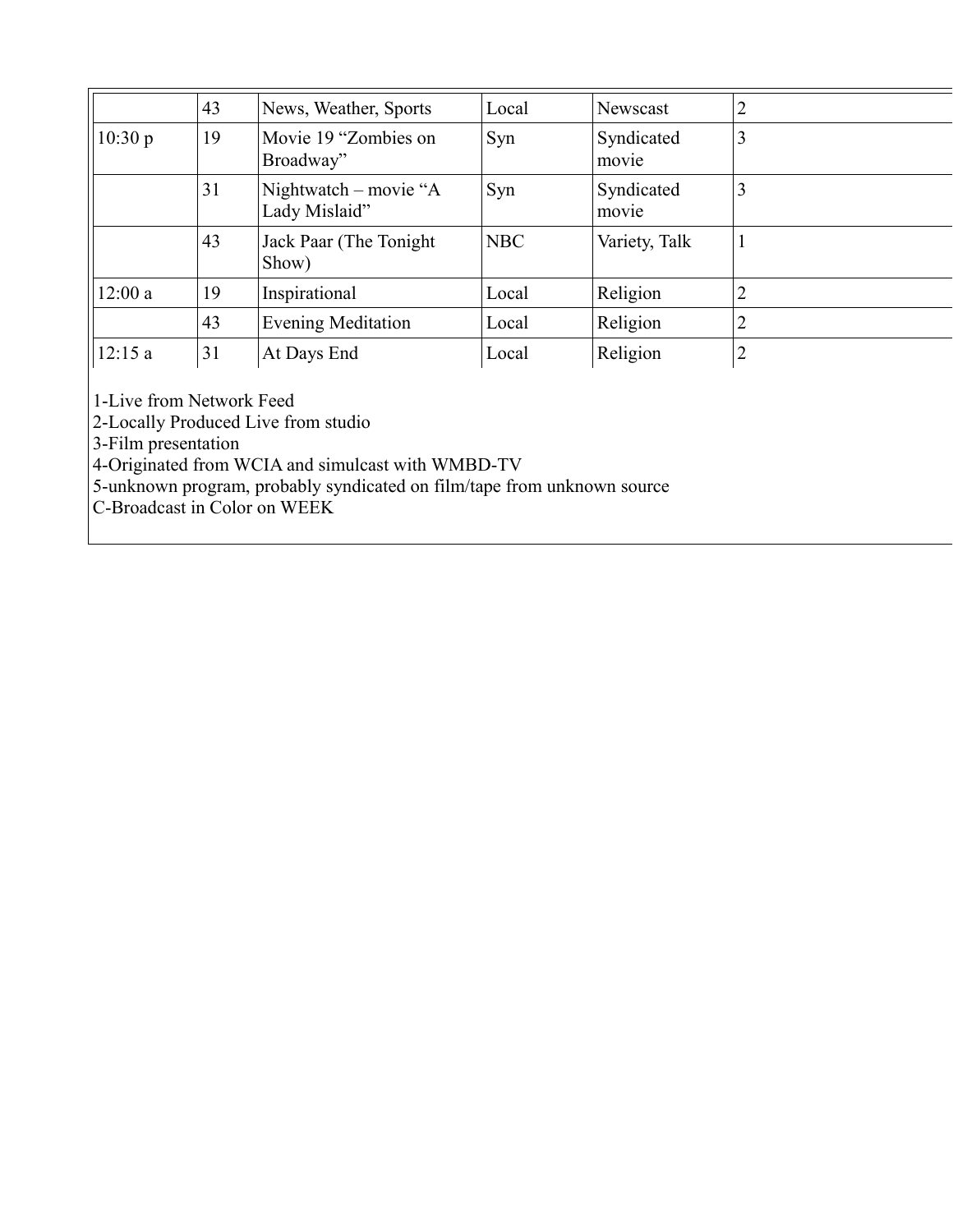| | | | | | |
|---|---|---|---|---|---|
| | 43 | News, Weather, Sports | Local | Newscast | 2 |
| 10:30 p | 19 | Movie 19 “Zombies on Broadway” | Syn | Syndicated movie | 3 |
| | 31 | Nightwatch – movie “A Lady Mislaid” | Syn | Syndicated movie | 3 |
| | 43 | Jack Paar (The Tonight Show) | NBC | Variety, Talk | 1 |
| 12:00 a | 19 | Inspirational | Local | Religion | 2 |
| | 43 | Evening Meditation | Local | Religion | 2 |
| 12:15 a | 31 | At Days End | Local | Religion | 2 |

1-Live from Network Feed
2-Locally Produced Live from studio
3-Film presentation
4-Originated from WCIA and simulcast with WMBD-TV
5-unknown program, probably syndicated on film/tape from unknown source
C-Broadcast in Color on WEEK